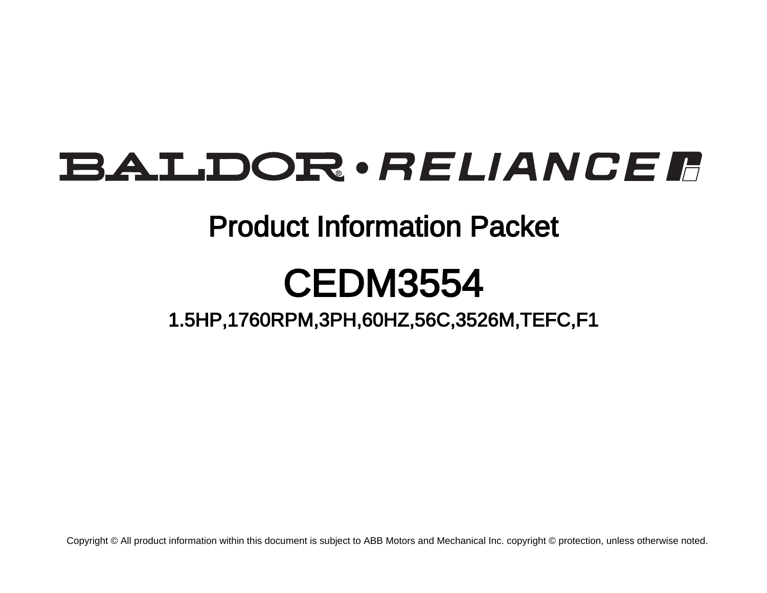# BALDOR • RELIANCE

## Product Information Packet

# CEDM3554

### 1.5HP,1760RPM,3PH,60HZ,56C,3526M,TEFC,F1

Copyright © All product information within this document is subject to ABB Motors and Mechanical Inc. copyright © protection, unless otherwise noted.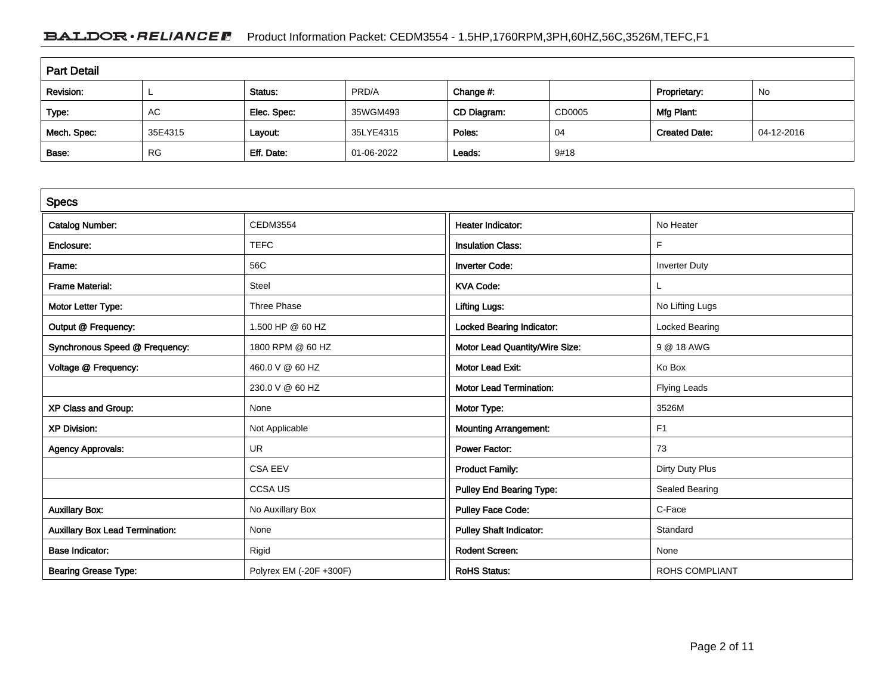## Part Detail

| Revision: | L | Status: | PRD/A | Change #: | | Proprietary: | No |
|---|---|---|---|---|---|---|---|
| Type: | AC | Elec. Spec: | 35WGM493 | CD Diagram: | CD0005 | Mfg Plant: | |
| Mech. Spec: | 35E4315 | Layout: | 35LYE4315 | Poles: | 04 | Created Date: | 04-12-2016 |
| Base: | RG | Eff. Date: | 01-06-2022 | Leads: | 9#18 | | |

## Specs

| Catalog Number: | CEDM3554 | Heater Indicator: | No Heater |
|---|---|---|---|
| Enclosure: | TEFC | Insulation Class: | F |
| Frame: | 56C | Inverter Code: | Inverter Duty |
| Frame Material: | Steel | KVA Code: | L |
| Motor Letter Type: | Three Phase | Lifting Lugs: | No Lifting Lugs |
| Output @ Frequency: | 1.500 HP @ 60 HZ | Locked Bearing Indicator: | Locked Bearing |
| Synchronous Speed @ Frequency: | 1800 RPM @ 60 HZ | Motor Lead Quantity/Wire Size: | 9 @ 18 AWG |
| Voltage @ Frequency: | 460.0 V @ 60 HZ | Motor Lead Exit: | Ko Box |
| | 230.0 V @ 60 HZ | Motor Lead Termination: | Flying Leads |
| XP Class and Group: | None | Motor Type: | 3526M |
| XP Division: | Not Applicable | Mounting Arrangement: | F1 |
| Agency Approvals: | UR | Power Factor: | 73 |
| | CSA EEV | Product Family: | Dirty Duty Plus |
| | CCSA US | Pulley End Bearing Type: | Sealed Bearing |
| Auxillary Box: | No Auxillary Box | Pulley Face Code: | C-Face |
| Auxillary Box Lead Termination: | None | Pulley Shaft Indicator: | Standard |
| Base Indicator: | Rigid | Rodent Screen: | None |
| Bearing Grease Type: | Polyrex EM (-20F +300F) | RoHS Status: | ROHS COMPLIANT |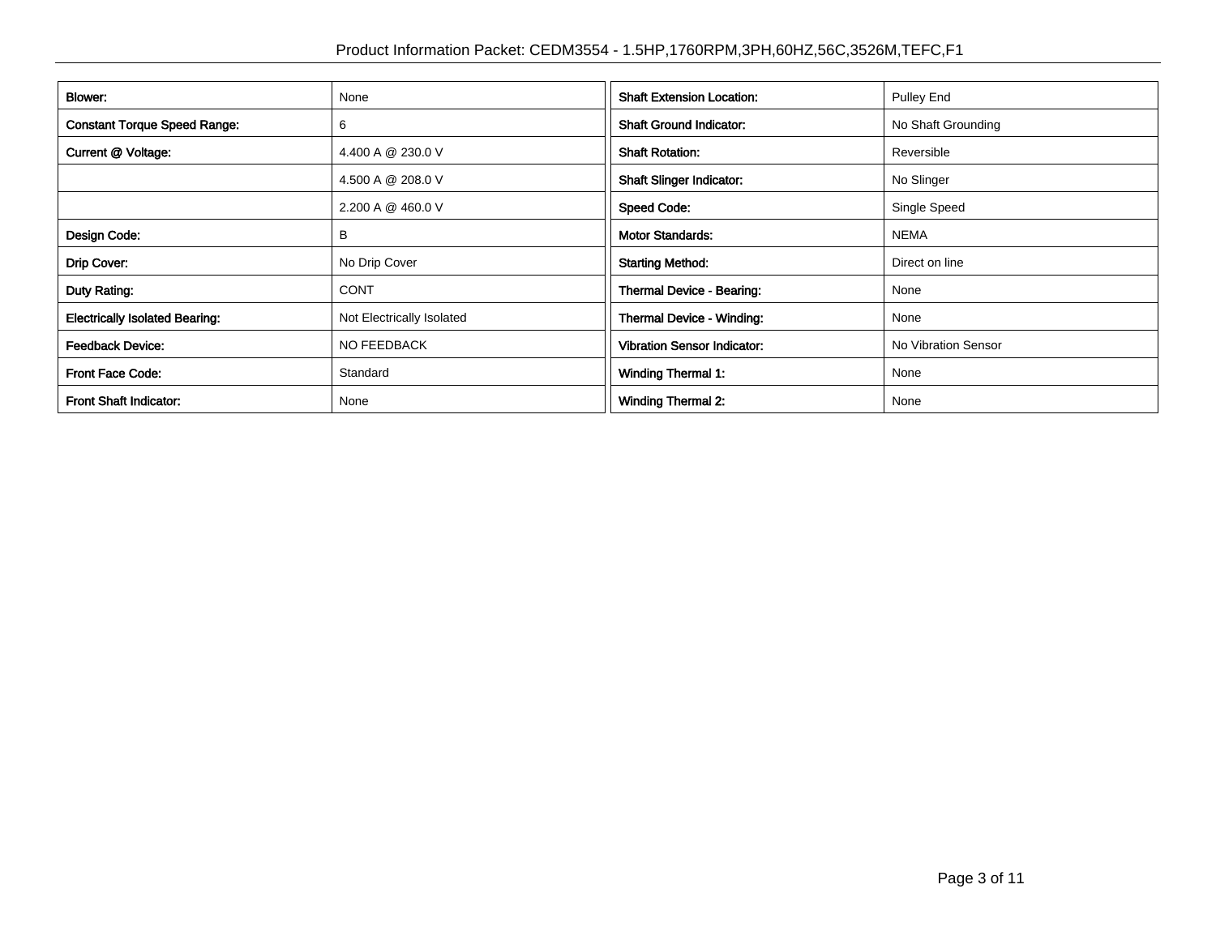| | |
|---|---|
| **Blower:** | None |
| **Constant Torque Speed Range:** | 6 |
| **Current @ Voltage:** | 4.400 A @ 230.0 V |
| | 4.500 A @ 208.0 V |
| | 2.200 A @ 460.0 V |
| **Design Code:** | B |
| **Drip Cover:** | No Drip Cover |
| **Duty Rating:** | CONT |
| **Electrically Isolated Bearing:** | Not Electrically Isolated |
| **Feedback Device:** | NO FEEDBACK |
| **Front Face Code:** | Standard |
| **Front Shaft Indicator:** | None |
| **Shaft Extension Location:** | Pulley End |
| **Shaft Ground Indicator:** | No Shaft Grounding |
| **Shaft Rotation:** | Reversible |
| **Shaft Slinger Indicator:** | No Slinger |
| **Speed Code:** | Single Speed |
| **Motor Standards:** | NEMA |
| **Starting Method:** | Direct on line |
| **Thermal Device - Bearing:** | None |
| **Thermal Device - Winding:** | None |
| **Vibration Sensor Indicator:** | No Vibration Sensor |
| **Winding Thermal 1:** | None |
| **Winding Thermal 2:** | None |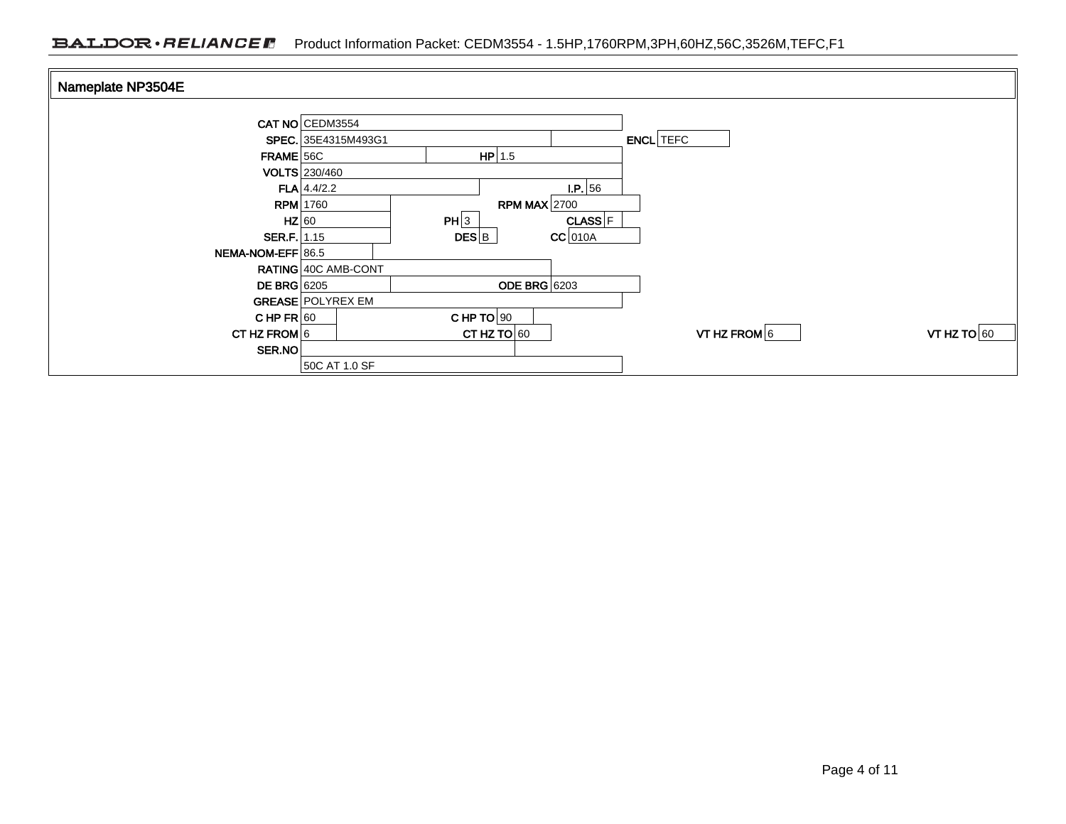## Nameplate NP3504E

| Field | Value | Field | Value | Field | Value |
|---|---|---|---|---|---|
| CAT NO | CEDM3554 | | | | |
| SPEC. | 35E4315M493G1 | | | ENCL | TEFC |
| FRAME | 56C | HP | 1.5 | | |
| VOLTS | 230/460 | | | | |
| FLA | 4.4/2.2 | I.P. | 56 | | |
| RPM | 1760 | RPM MAX | 2700 | | |
| HZ | 60 | PH | 3 | CLASS | F |
| SER.F. | 1.15 | DES | B | CC | 010A |
| NEMA-NOM-EFF | 86.5 | | | | |
| RATING | 40C AMB-CONT | | | | |
| DE BRG | 6205 | ODE BRG | 6203 | | |
| GREASE | POLYREX EM | | | | |
| C HP FR | 60 | C HP TO | 90 | | |
| CT HZ FROM | 6 | CT HZ TO | 60 | VT HZ FROM | 6 |
| VT HZ TO | 60 | | | | |
| SER.NO | | | | | |
| | 50C AT 1.0 SF | | | | |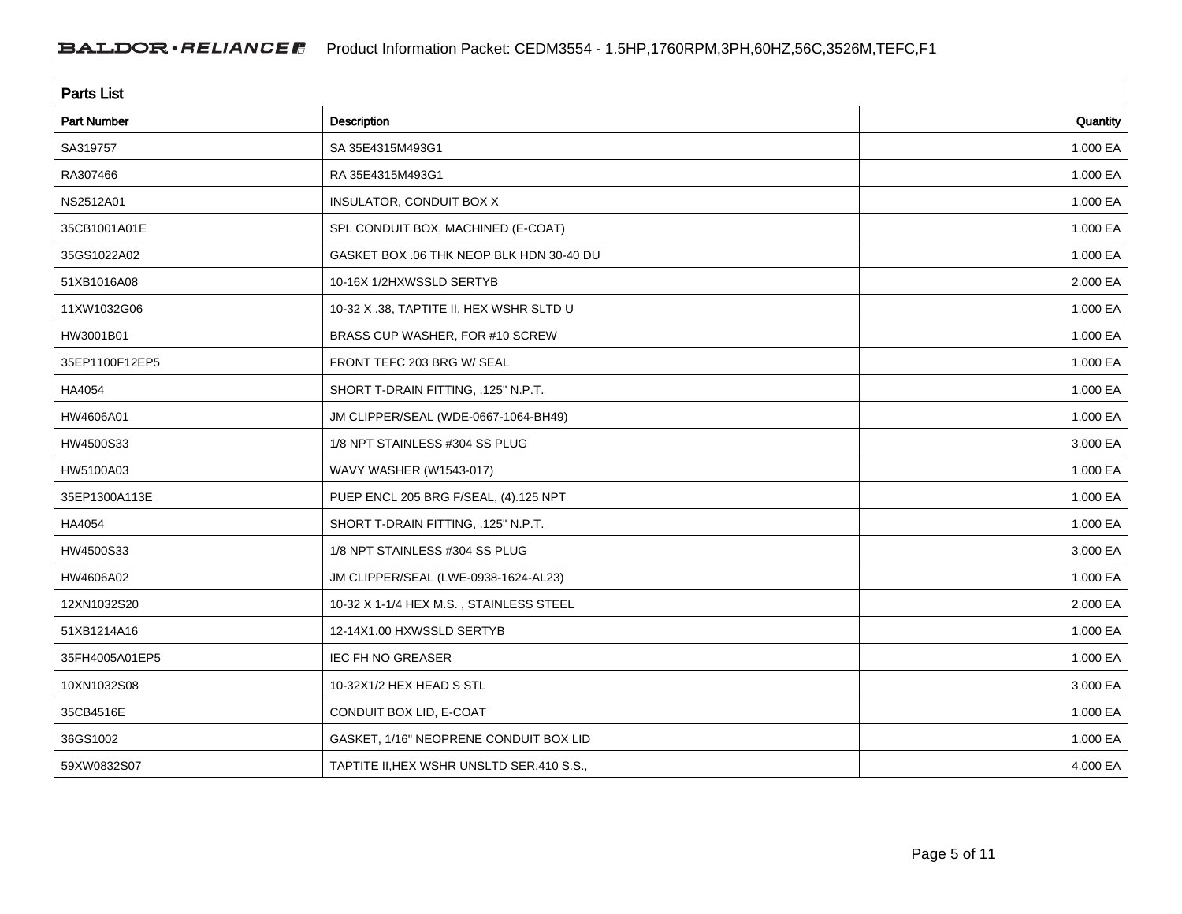## Parts List

| Part Number | Description | Quantity |
|---|---|---|
| SA319757 | SA 35E4315M493G1 | 1.000 EA |
| RA307466 | RA 35E4315M493G1 | 1.000 EA |
| NS2512A01 | INSULATOR, CONDUIT BOX X | 1.000 EA |
| 35CB1001A01E | SPL CONDUIT BOX, MACHINED (E-COAT) | 1.000 EA |
| 35GS1022A02 | GASKET BOX .06 THK NEOP BLK HDN 30-40 DU | 1.000 EA |
| 51XB1016A08 | 10-16X 1/2HXWSSLD SERTYB | 2.000 EA |
| 11XW1032G06 | 10-32 X .38, TAPTITE II, HEX WSHR SLTD U | 1.000 EA |
| HW3001B01 | BRASS CUP WASHER, FOR #10 SCREW | 1.000 EA |
| 35EP1100F12EP5 | FRONT TEFC 203 BRG W/ SEAL | 1.000 EA |
| HA4054 | SHORT T-DRAIN FITTING, .125" N.P.T. | 1.000 EA |
| HW4606A01 | JM CLIPPER/SEAL (WDE-0667-1064-BH49) | 1.000 EA |
| HW4500S33 | 1/8 NPT STAINLESS #304 SS PLUG | 3.000 EA |
| HW5100A03 | WAVY WASHER (W1543-017) | 1.000 EA |
| 35EP1300A113E | PUEP ENCL 205 BRG F/SEAL, (4).125 NPT | 1.000 EA |
| HA4054 | SHORT T-DRAIN FITTING, .125" N.P.T. | 1.000 EA |
| HW4500S33 | 1/8 NPT STAINLESS #304 SS PLUG | 3.000 EA |
| HW4606A02 | JM CLIPPER/SEAL (LWE-0938-1624-AL23) | 1.000 EA |
| 12XN1032S20 | 10-32 X 1-1/4 HEX M.S. , STAINLESS STEEL | 2.000 EA |
| 51XB1214A16 | 12-14X1.00 HXWSSLD SERTYB | 1.000 EA |
| 35FH4005A01EP5 | IEC FH NO GREASER | 1.000 EA |
| 10XN1032S08 | 10-32X1/2 HEX HEAD S STL | 3.000 EA |
| 35CB4516E | CONDUIT BOX LID, E-COAT | 1.000 EA |
| 36GS1002 | GASKET, 1/16" NEOPRENE CONDUIT BOX LID | 1.000 EA |
| 59XW0832S07 | TAPTITE II,HEX WSHR UNSLTD SER,410 S.S., | 4.000 EA |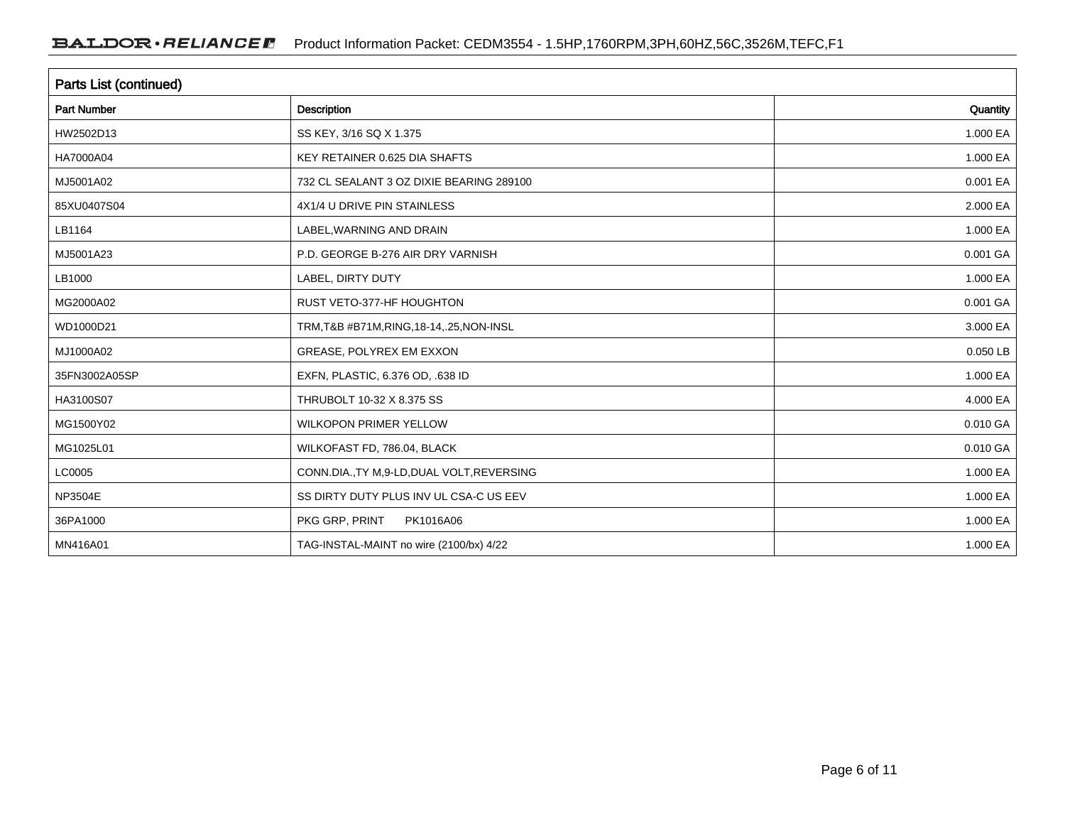## Parts List (continued)

| Part Number | Description | Quantity |
|---|---|---|
| HW2502D13 | SS KEY, 3/16 SQ X 1.375 | 1.000 EA |
| HA7000A04 | KEY RETAINER 0.625 DIA SHAFTS | 1.000 EA |
| MJ5001A02 | 732 CL SEALANT 3 OZ DIXIE BEARING 289100 | 0.001 EA |
| 85XU0407S04 | 4X1/4 U DRIVE PIN STAINLESS | 2.000 EA |
| LB1164 | LABEL,WARNING AND DRAIN | 1.000 EA |
| MJ5001A23 | P.D. GEORGE B-276 AIR DRY VARNISH | 0.001 GA |
| LB1000 | LABEL, DIRTY DUTY | 1.000 EA |
| MG2000A02 | RUST VETO-377-HF HOUGHTON | 0.001 GA |
| WD1000D21 | TRM,T&B #B71M,RING,18-14,.25,NON-INSL | 3.000 EA |
| MJ1000A02 | GREASE, POLYREX EM EXXON | 0.050 LB |
| 35FN3002A05SP | EXFN, PLASTIC, 6.376 OD, .638 ID | 1.000 EA |
| HA3100S07 | THRUBOLT 10-32 X 8.375 SS | 4.000 EA |
| MG1500Y02 | WILKOPON PRIMER YELLOW | 0.010 GA |
| MG1025L01 | WILKOFAST FD, 786.04, BLACK | 0.010 GA |
| LC0005 | CONN.DIA.,TY M,9-LD,DUAL VOLT,REVERSING | 1.000 EA |
| NP3504E | SS DIRTY DUTY PLUS INV UL CSA-C US EEV | 1.000 EA |
| 36PA1000 | PKG GRP, PRINT PK1016A06 | 1.000 EA |
| MN416A01 | TAG-INSTAL-MAINT no wire (2100/bx) 4/22 | 1.000 EA |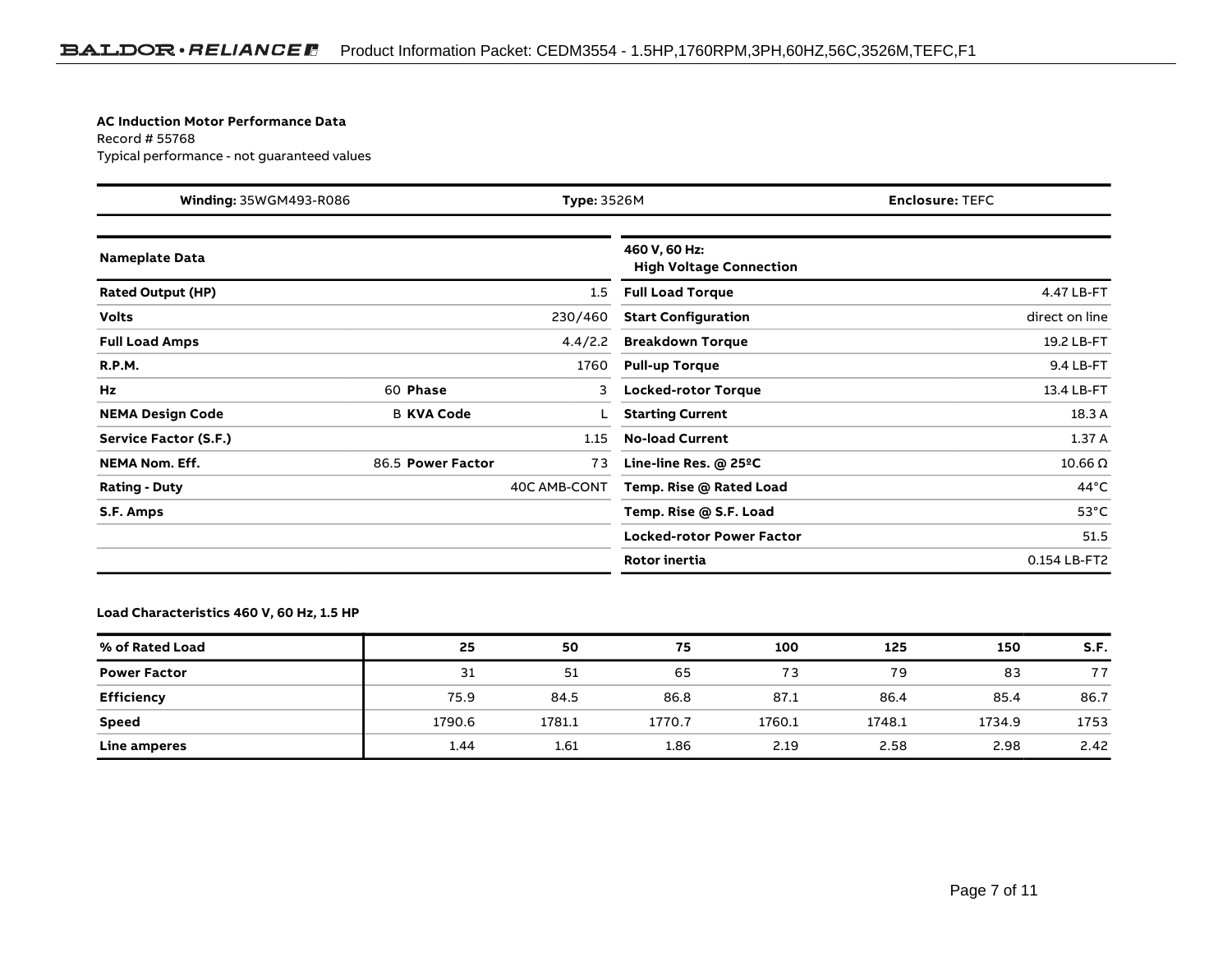**AC Induction Motor Performance Data**
Record # 55768
Typical performance - not guaranteed values

| **Winding:** 35WGM493-R086 | **Type:** 3526M | **Enclosure:** TEFC |
|---|---|---|

| **Nameplate Data** | | | |
|---|---|---|---|
| **Rated Output (HP)** | | | 1.5 |
| **Volts** | | | 230/460 |
| **Full Load Amps** | | | 4.4/2.2 |
| **R.P.M.** | | | 1760 |
| **Hz** | 60 | **Phase** | 3 |
| **NEMA Design Code** | B | **KVA Code** | L |
| **Service Factor (S.F.)** | | | 1.15 |
| **NEMA Nom. Eff.** | 86.5 | **Power Factor** | 73 |
| **Rating - Duty** | | | 40C AMB-CONT |
| **S.F. Amps** | | | |

| **460 V, 60 Hz: High Voltage Connection** | |
|---|---|
| **Full Load Torque** | 4.47 LB-FT |
| **Start Configuration** | direct on line |
| **Breakdown Torque** | 19.2 LB-FT |
| **Pull-up Torque** | 9.4 LB-FT |
| **Locked-rotor Torque** | 13.4 LB-FT |
| **Starting Current** | 18.3 A |
| **No-load Current** | 1.37 A |
| **Line-line Res. @ 25ºC** | 10.66 Ω |
| **Temp. Rise @ Rated Load** | 44°C |
| **Temp. Rise @ S.F. Load** | 53°C |
| **Locked-rotor Power Factor** | 51.5 |
| **Rotor inertia** | 0.154 LB-FT2 |

**Load Characteristics 460 V, 60 Hz, 1.5 HP**

| **% of Rated Load** | **25** | **50** | **75** | **100** | **125** | **150** | **S.F.** |
|---|---|---|---|---|---|---|---|
| **Power Factor** | 31 | 51 | 65 | 73 | 79 | 83 | 77 |
| **Efficiency** | 75.9 | 84.5 | 86.8 | 87.1 | 86.4 | 85.4 | 86.7 |
| **Speed** | 1790.6 | 1781.1 | 1770.7 | 1760.1 | 1748.1 | 1734.9 | 1753 |
| **Line amperes** | 1.44 | 1.61 | 1.86 | 2.19 | 2.58 | 2.98 | 2.42 |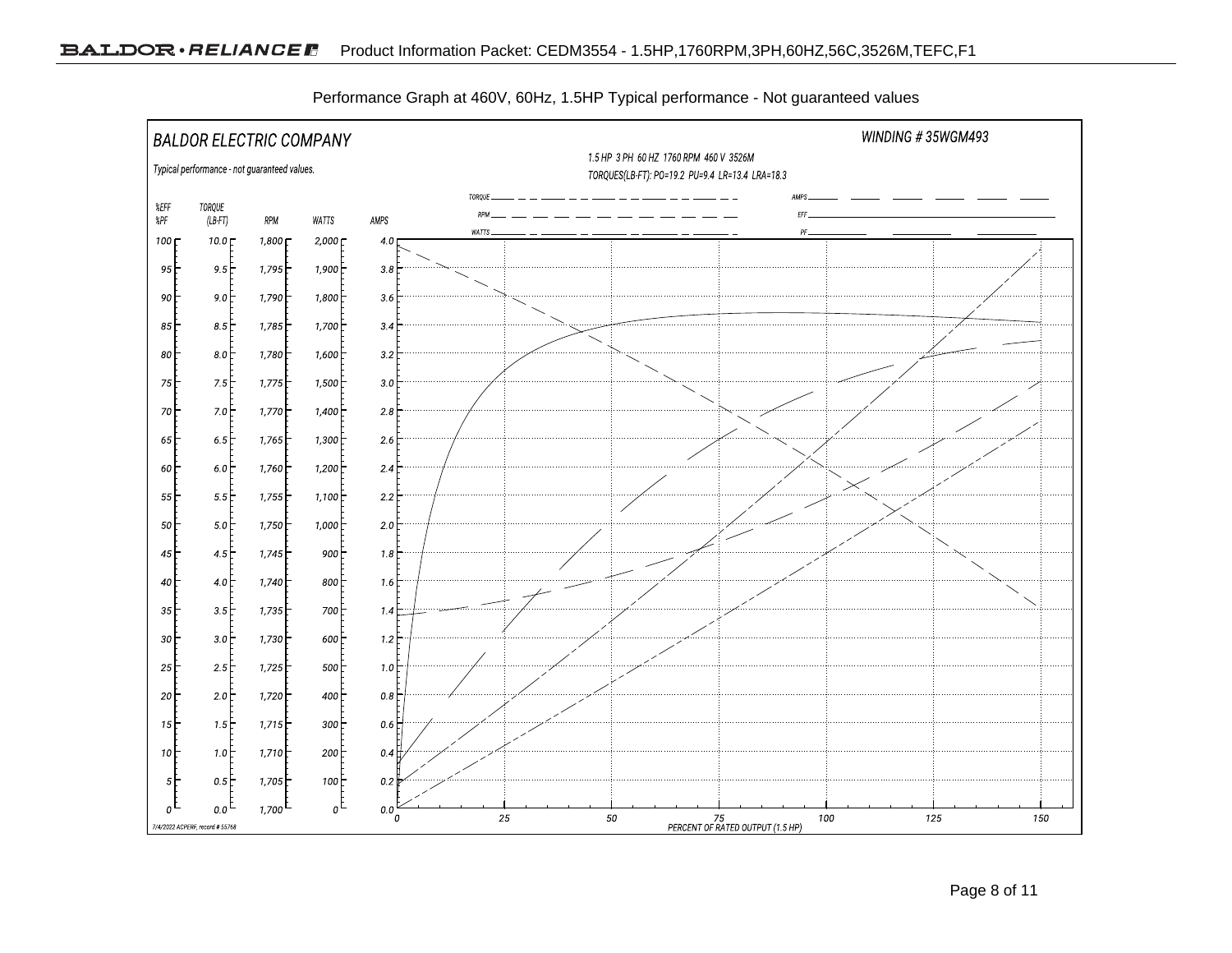Performance Graph at 460V, 60Hz, 1.5HP Typical performance - Not guaranteed values

BALDOR ELECTRIC COMPANY

Typical performance - not guaranteed values.

WINDING # 35WGM493

1.5 HP 3 PH 60 HZ 1760 RPM 460 V 3526M

TORQUES(LB-FT): PO=19.2 PU=9.4 LR=13.4 LRA=18.3

Legend: TORQUE, RPM, WATTS, AMPS, EFF, PF

| %EFF %PF | TORQUE (LB-FT) | RPM | WATTS | AMPS |
|---|---|---|---|---|
| 100 | 10.0 | 1,800 | 2,000 | 4.0 |
| 95 | 9.5 | 1,795 | 1,900 | 3.8 |
| 90 | 9.0 | 1,790 | 1,800 | 3.6 |
| 85 | 8.5 | 1,785 | 1,700 | 3.4 |
| 80 | 8.0 | 1,780 | 1,600 | 3.2 |
| 75 | 7.5 | 1,775 | 1,500 | 3.0 |
| 70 | 7.0 | 1,770 | 1,400 | 2.8 |
| 65 | 6.5 | 1,765 | 1,300 | 2.6 |
| 60 | 6.0 | 1,760 | 1,200 | 2.4 |
| 55 | 5.5 | 1,755 | 1,100 | 2.2 |
| 50 | 5.0 | 1,750 | 1,000 | 2.0 |
| 45 | 4.5 | 1,745 | 900 | 1.8 |
| 40 | 4.0 | 1,740 | 800 | 1.6 |
| 35 | 3.5 | 1,735 | 700 | 1.4 |
| 30 | 3.0 | 1,730 | 600 | 1.2 |
| 25 | 2.5 | 1,725 | 500 | 1.0 |
| 20 | 2.0 | 1,720 | 400 | 0.8 |
| 15 | 1.5 | 1,715 | 300 | 0.6 |
| 10 | 1.0 | 1,710 | 200 | 0.4 |
| 5 | 0.5 | 1,705 | 100 | 0.2 |
| 0 | 0.0 | 1,700 | 0 | 0.0 |

PERCENT OF RATED OUTPUT (1.5 HP): 0, 25, 50, 75, 100, 125, 150

7/4/2022 ACPERF, record # 55768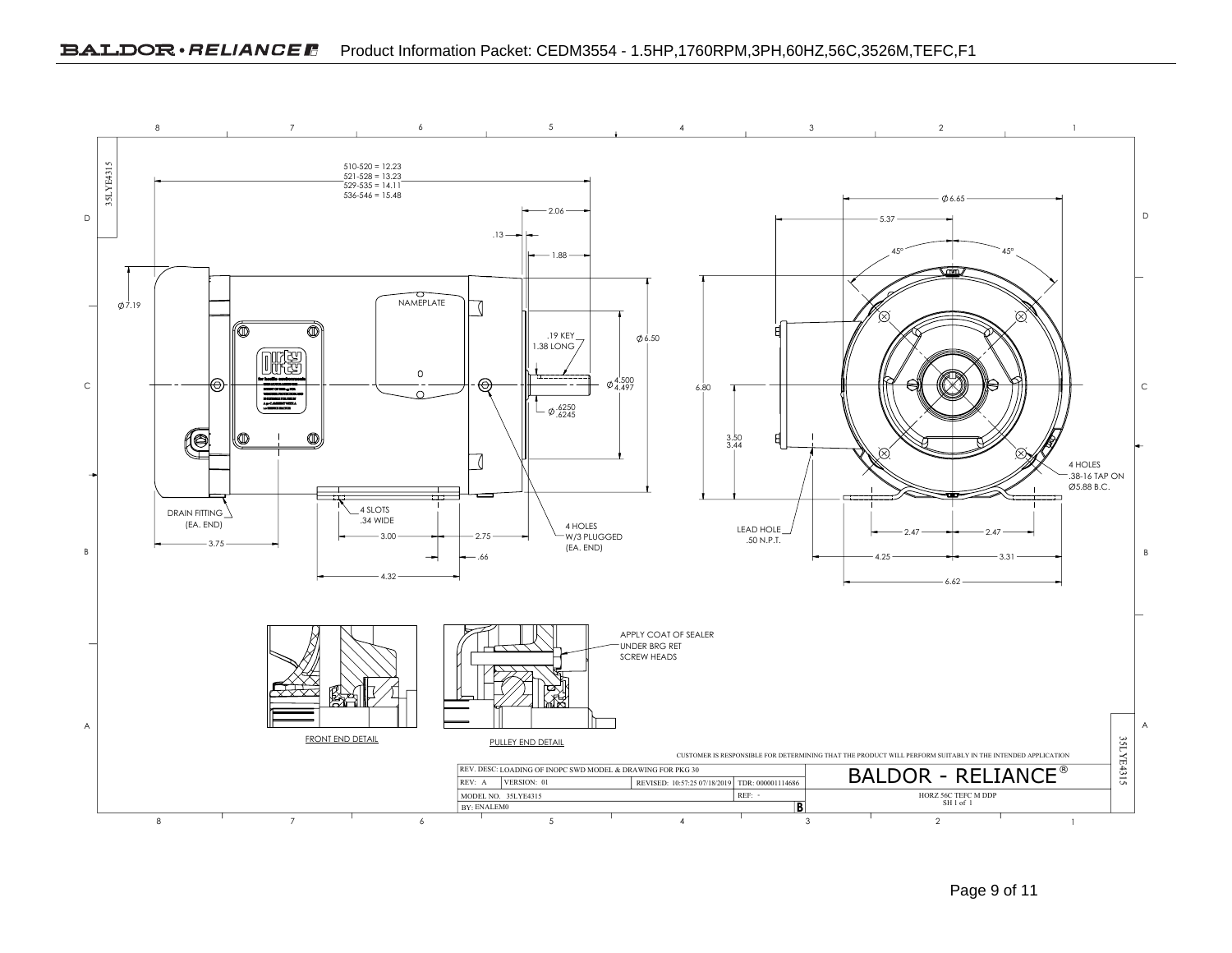510-520 = 12.23
521-528 = 13.23
529-535 = 14.11
536-546 = 15.48

2.06

.13

1.88

Ø 7.19

NAMEPLATE

.19 KEY
1.38 LONG

Ø 6.50

Ø 4.500 / 4.497

Ø .6250 / .6245

6.80

3.50 / 3.44

Ø 6.65

5.37

45°

45°

4 HOLES
.38-16 TAP ON
Ø5.88 B.C.

DRAIN FITTING
(EA. END)

4 SLOTS
.34 WIDE

3.00

2.75

3.75

.66

4.32

4 HOLES
W/3 PLUGGED
(EA. END)

LEAD HOLE
.50 N.P.T.

2.47

2.47

4.25

3.31

6.62

APPLY COAT OF SEALER
UNDER BRG RET
SCREW HEADS

FRONT END DETAIL

PULLEY END DETAIL

CUSTOMER IS RESPONSIBLE FOR DETERMINING THAT THE PRODUCT WILL PERFORM SUITABLY IN THE INTENDED APPLICATION

| REV. DESC: LOADING OF INOPC SWD MODEL & DRAWING FOR PKG 30 | | | | BALDOR - RELIANCE® |
|---|---|---|---|---|
| REV: A | VERSION: 01 | REVISED: 10:57:25 07/18/2019 | TDR: 000001114686 | |
| MODEL NO. 35LYE4315 | | | REF: - | HORZ 56C TEFC M DDP SH 1 of 1 |
| BY: ENALEM0 | | | B | |

35LYE4315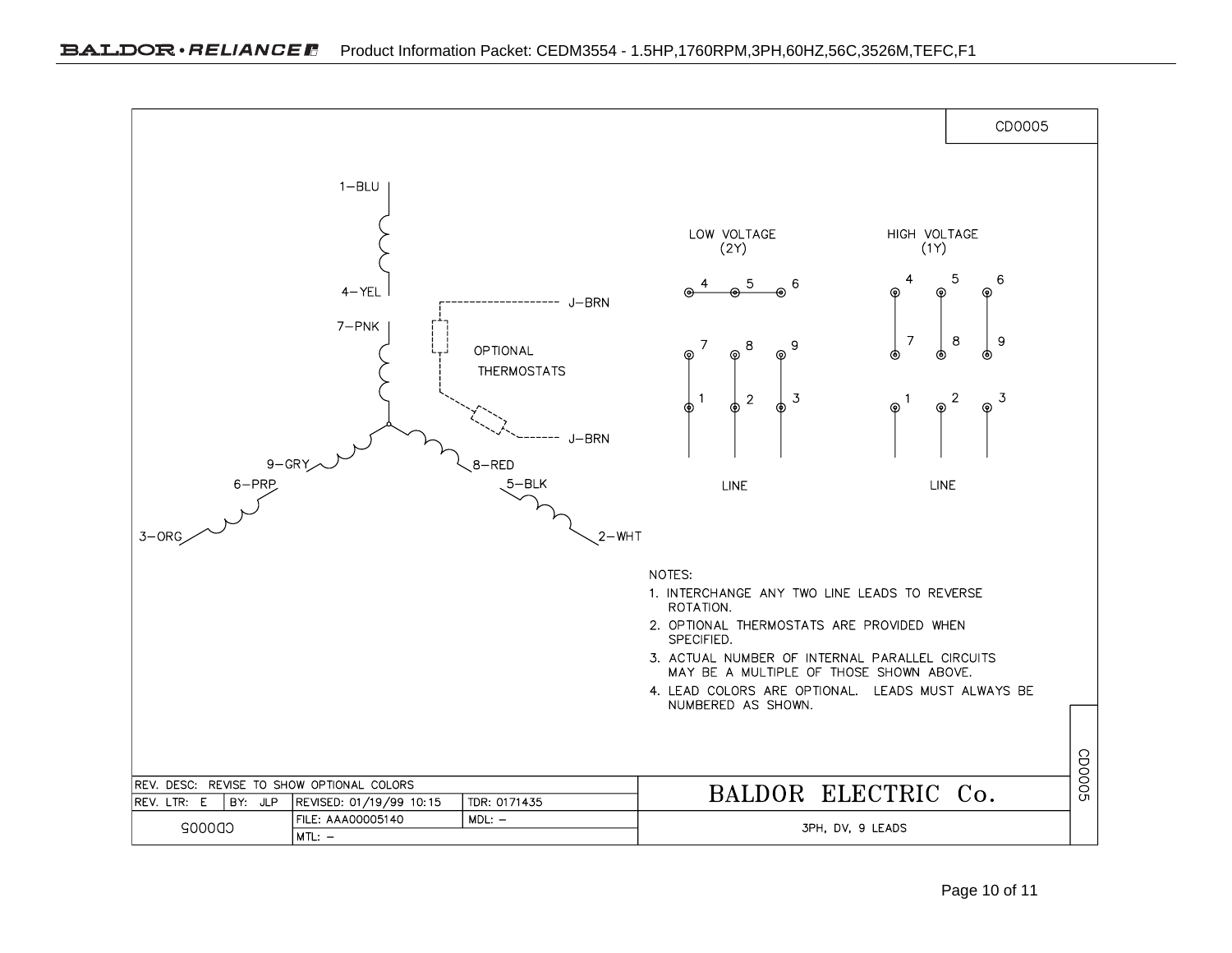CD0005

1–BLU

4–YEL

7–PNK

J–BRN

OPTIONAL THERMOSTATS

J–BRN

9–GRY

8–RED

6–PRP

5–BLK

3–ORG

2–WHT

LOW VOLTAGE (2Y)

| 4 | 5 | 6 |
|---|---|---|
| 7 | 8 | 9 |
| 1 | 2 | 3 |

LINE

HIGH VOLTAGE (1Y)

| 4 | 5 | 6 |
|---|---|---|
| 7 | 8 | 9 |
| 1 | 2 | 3 |

LINE

NOTES:

1. INTERCHANGE ANY TWO LINE LEADS TO REVERSE ROTATION.
2. OPTIONAL THERMOSTATS ARE PROVIDED WHEN SPECIFIED.
3. ACTUAL NUMBER OF INTERNAL PARALLEL CIRCUITS MAY BE A MULTIPLE OF THOSE SHOWN ABOVE.
4. LEAD COLORS ARE OPTIONAL. LEADS MUST ALWAYS BE NUMBERED AS SHOWN.

| REV. DESC: REVISE TO SHOW OPTIONAL COLORS | | | | BALDOR ELECTRIC Co. |
|---|---|---|---|---|
| REV. LTR: E | BY: JLP | REVISED: 01/19/99 10:15 | TDR: 0171435 | |
| CD0005 | | FILE: AAA00005140 | MDL: – | 3PH, DV, 9 LEADS |
| | | MTL: – | | |

CD0005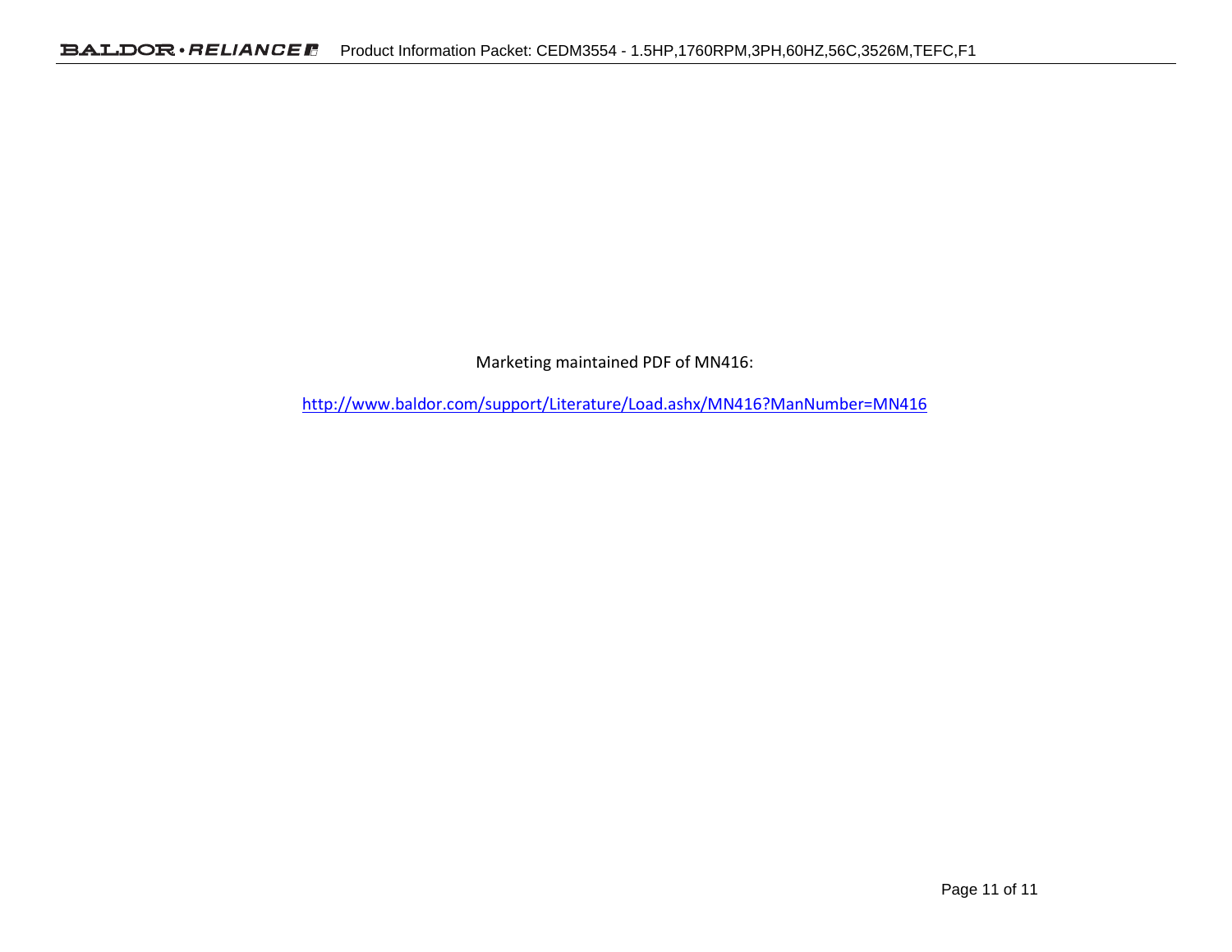Marketing maintained PDF of MN416:

http://www.baldor.com/support/Literature/Load.ashx/MN416?ManNumber=MN416